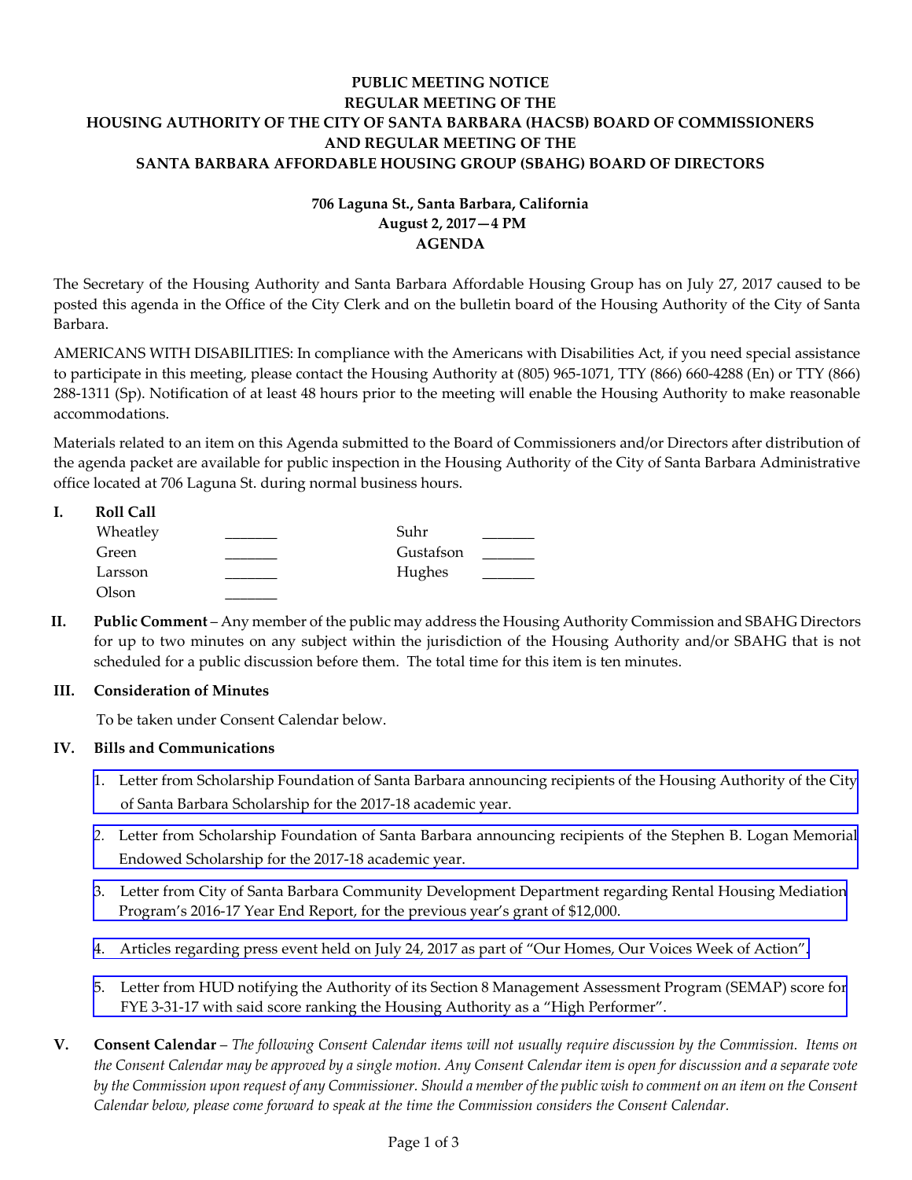**PUBLIC MEETING NOTICE**
**REGULAR MEETING OF THE**
**HOUSING AUTHORITY OF THE CITY OF SANTA BARBARA (HACSB) BOARD OF COMMISSIONERS**
**AND REGULAR MEETING OF THE**
**SANTA BARBARA AFFORDABLE HOUSING GROUP (SBAHG) BOARD OF DIRECTORS**

**706 Laguna St., Santa Barbara, California**
**August 2, 2017—4 PM**
**AGENDA**

The Secretary of the Housing Authority and Santa Barbara Affordable Housing Group has on July 27, 2017 caused to be posted this agenda in the Office of the City Clerk and on the bulletin board of the Housing Authority of the City of Santa Barbara.

AMERICANS WITH DISABILITIES: In compliance with the Americans with Disabilities Act, if you need special assistance to participate in this meeting, please contact the Housing Authority at (805) 965-1071, TTY (866) 660-4288 (En) or TTY (866) 288-1311 (Sp). Notification of at least 48 hours prior to the meeting will enable the Housing Authority to make reasonable accommodations.

Materials related to an item on this Agenda submitted to the Board of Commissioners and/or Directors after distribution of the agenda packet are available for public inspection in the Housing Authority of the City of Santa Barbara Administrative office located at 706 Laguna St. during normal business hours.

**I. Roll Call**

| | | | |
|---|---|---|---|
| Wheatley | _______ | Suhr | _______ |
| Green | _______ | Gustafson | _______ |
| Larsson | _______ | Hughes | _______ |
| Olson | _______ | | |

**II. Public Comment** – Any member of the public may address the Housing Authority Commission and SBAHG Directors for up to two minutes on any subject within the jurisdiction of the Housing Authority and/or SBAHG that is not scheduled for a public discussion before them. The total time for this item is ten minutes.

**III. Consideration of Minutes**

To be taken under Consent Calendar below.

**IV. Bills and Communications**

1. Letter from Scholarship Foundation of Santa Barbara announcing recipients of the Housing Authority of the City of Santa Barbara Scholarship for the 2017-18 academic year.
2. Letter from Scholarship Foundation of Santa Barbara announcing recipients of the Stephen B. Logan Memorial Endowed Scholarship for the 2017-18 academic year.
3. Letter from City of Santa Barbara Community Development Department regarding Rental Housing Mediation Program's 2016-17 Year End Report, for the previous year's grant of $12,000.
4. Articles regarding press event held on July 24, 2017 as part of "Our Homes, Our Voices Week of Action".
5. Letter from HUD notifying the Authority of its Section 8 Management Assessment Program (SEMAP) score for FYE 3-31-17 with said score ranking the Housing Authority as a "High Performer".

**V. Consent Calendar** – *The following Consent Calendar items will not usually require discussion by the Commission. Items on the Consent Calendar may be approved by a single motion. Any Consent Calendar item is open for discussion and a separate vote by the Commission upon request of any Commissioner. Should a member of the public wish to comment on an item on the Consent Calendar below, please come forward to speak at the time the Commission considers the Consent Calendar.*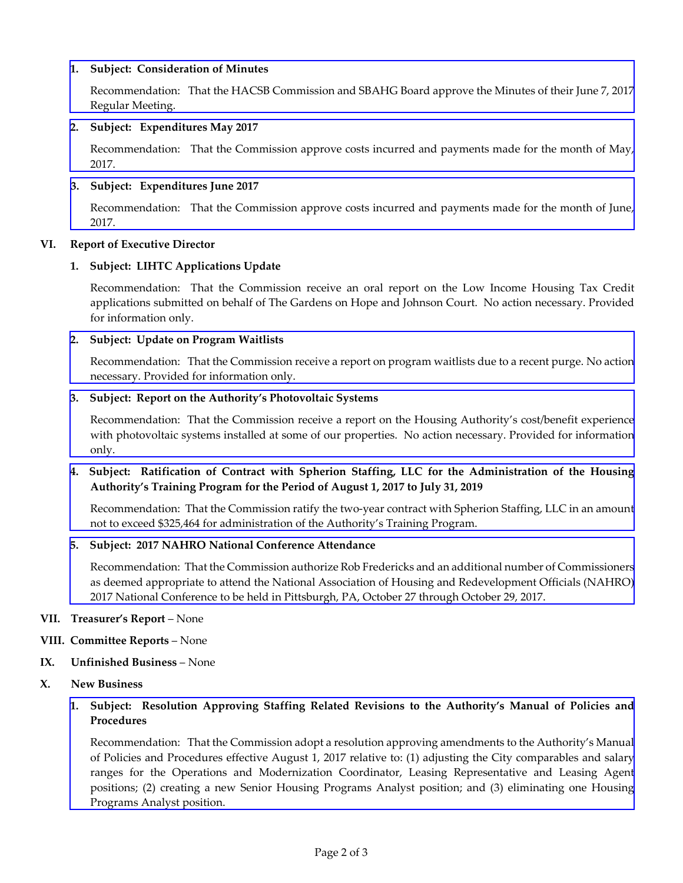1. **Subject: Consideration of Minutes**

   Recommendation: That the HACSB Commission and SBAHG Board approve the Minutes of their June 7, 2017 Regular Meeting.

2. **Subject: Expenditures May 2017**

   Recommendation: That the Commission approve costs incurred and payments made for the month of May, 2017.

3. **Subject: Expenditures June 2017**

   Recommendation: That the Commission approve costs incurred and payments made for the month of June, 2017.

**VI. Report of Executive Director**

1. **Subject: LIHTC Applications Update**

   Recommendation: That the Commission receive an oral report on the Low Income Housing Tax Credit applications submitted on behalf of The Gardens on Hope and Johnson Court. No action necessary. Provided for information only.

2. **Subject: Update on Program Waitlists**

   Recommendation: That the Commission receive a report on program waitlists due to a recent purge. No action necessary. Provided for information only.

3. **Subject: Report on the Authority's Photovoltaic Systems**

   Recommendation: That the Commission receive a report on the Housing Authority's cost/benefit experience with photovoltaic systems installed at some of our properties. No action necessary. Provided for information only.

4. **Subject: Ratification of Contract with Spherion Staffing, LLC for the Administration of the Housing Authority's Training Program for the Period of August 1, 2017 to July 31, 2019**

   Recommendation: That the Commission ratify the two-year contract with Spherion Staffing, LLC in an amount not to exceed $325,464 for administration of the Authority's Training Program.

5. **Subject: 2017 NAHRO National Conference Attendance**

   Recommendation: That the Commission authorize Rob Fredericks and an additional number of Commissioners as deemed appropriate to attend the National Association of Housing and Redevelopment Officials (NAHRO) 2017 National Conference to be held in Pittsburgh, PA, October 27 through October 29, 2017.

**VII. Treasurer's Report** – None

**VIII. Committee Reports** – None

**IX. Unfinished Business** – None

**X. New Business**

1. **Subject: Resolution Approving Staffing Related Revisions to the Authority's Manual of Policies and Procedures**

   Recommendation: That the Commission adopt a resolution approving amendments to the Authority's Manual of Policies and Procedures effective August 1, 2017 relative to: (1) adjusting the City comparables and salary ranges for the Operations and Modernization Coordinator, Leasing Representative and Leasing Agent positions; (2) creating a new Senior Housing Programs Analyst position; and (3) eliminating one Housing Programs Analyst position.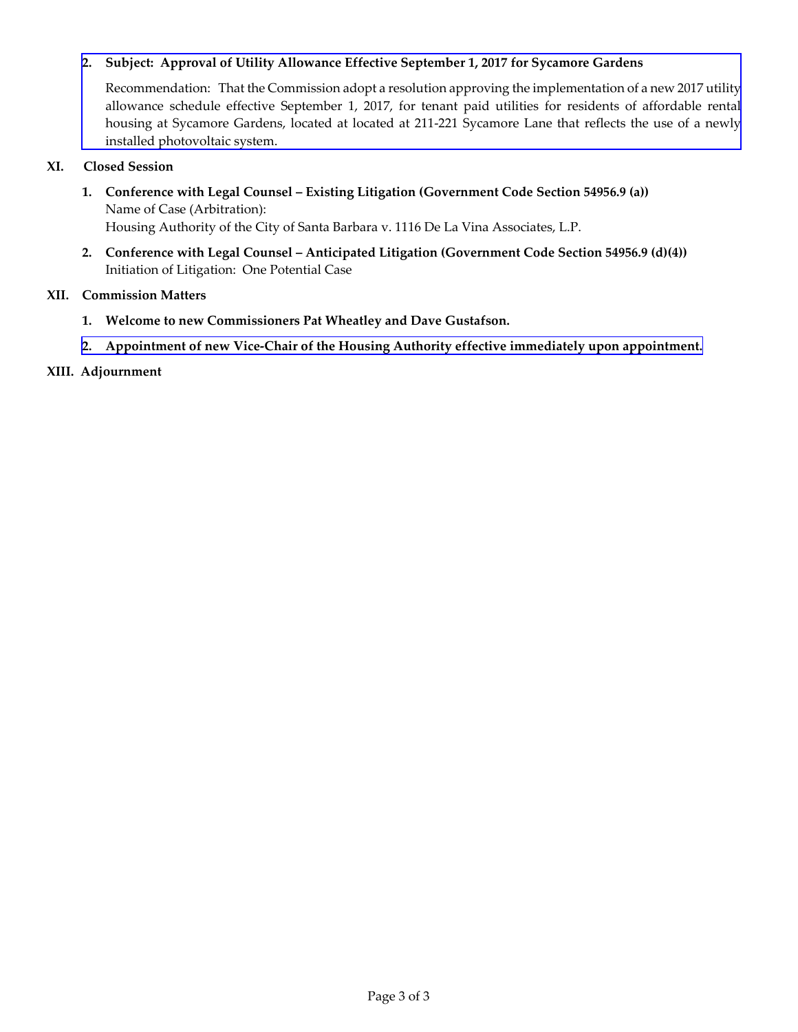2. **Subject: Approval of Utility Allowance Effective September 1, 2017 for Sycamore Gardens**

   Recommendation: That the Commission adopt a resolution approving the implementation of a new 2017 utility allowance schedule effective September 1, 2017, for tenant paid utilities for residents of affordable rental housing at Sycamore Gardens, located at located at 211-221 Sycamore Lane that reflects the use of a newly installed photovoltaic system.

**XI. Closed Session**

1. **Conference with Legal Counsel – Existing Litigation (Government Code Section 54956.9 (a))**
   Name of Case (Arbitration):
   Housing Authority of the City of Santa Barbara v. 1116 De La Vina Associates, L.P.

2. **Conference with Legal Counsel – Anticipated Litigation (Government Code Section 54956.9 (d)(4))**
   Initiation of Litigation: One Potential Case

**XII. Commission Matters**

1. **Welcome to new Commissioners Pat Wheatley and Dave Gustafson.**

2. **Appointment of new Vice-Chair of the Housing Authority effective immediately upon appointment.**

**XIII. Adjournment**